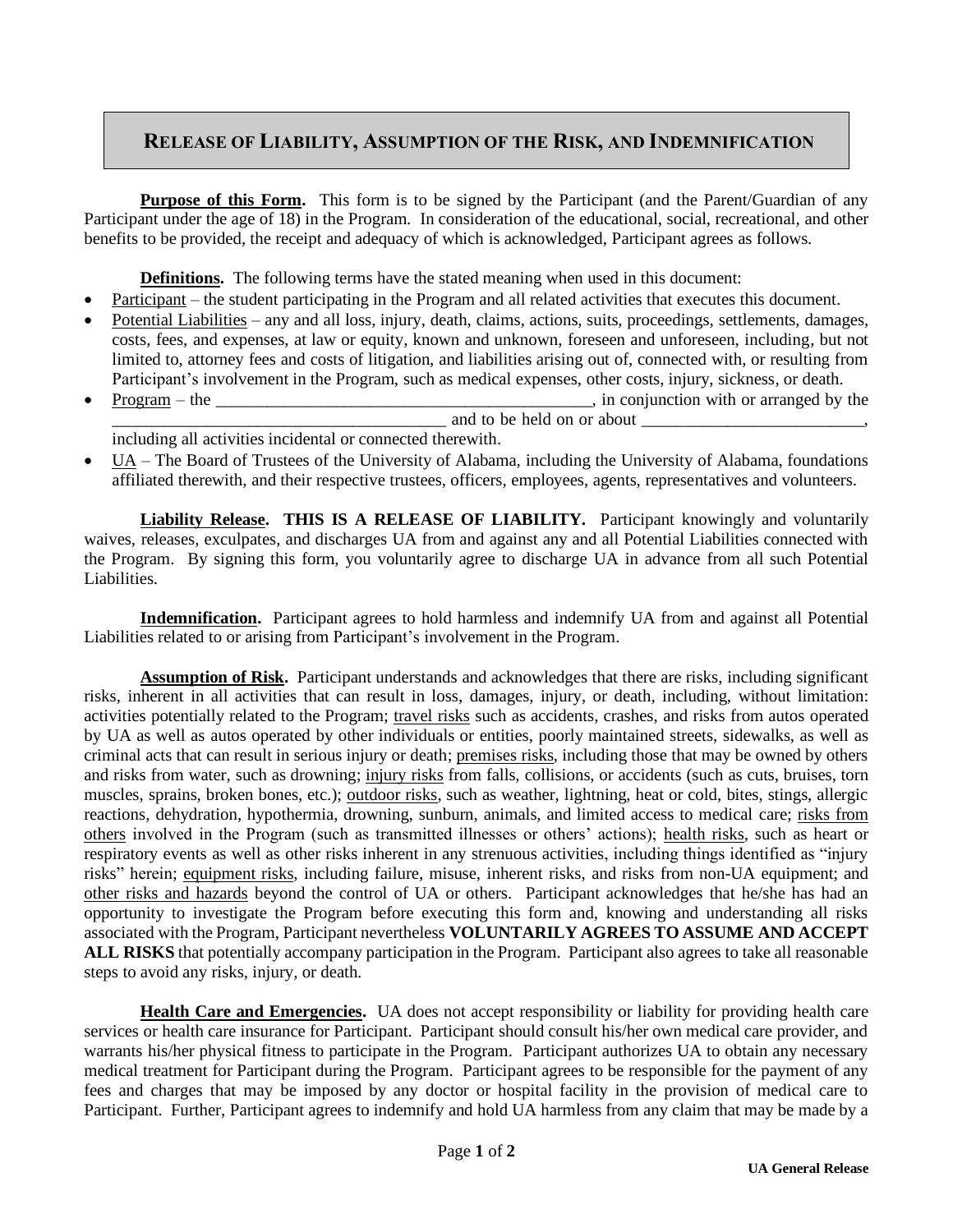# Release of Liability, Assumption of the Risk, and Indemnification

**Purpose of this Form.** This form is to be signed by the Participant (and the Parent/Guardian of any Participant under the age of 18) in the Program. In consideration of the educational, social, recreational, and other benefits to be provided, the receipt and adequacy of which is acknowledged, Participant agrees as follows.

**Definitions.** The following terms have the stated meaning when used in this document:

- Participant – the student participating in the Program and all related activities that executes this document.
- Potential Liabilities – any and all loss, injury, death, claims, actions, suits, proceedings, settlements, damages, costs, fees, and expenses, at law or equity, known and unknown, foreseen and unforeseen, including, but not limited to, attorney fees and costs of litigation, and liabilities arising out of, connected with, or resulting from Participant's involvement in the Program, such as medical expenses, other costs, injury, sickness, or death.
- Program – the _____________________________________________, in conjunction with or arranged by the _______________________________________ and to be held on or about __________________________, including all activities incidental or connected therewith.
- UA – The Board of Trustees of the University of Alabama, including the University of Alabama, foundations affiliated therewith, and their respective trustees, officers, employees, agents, representatives and volunteers.

**Liability Release. THIS IS A RELEASE OF LIABILITY.** Participant knowingly and voluntarily waives, releases, exculpates, and discharges UA from and against any and all Potential Liabilities connected with the Program. By signing this form, you voluntarily agree to discharge UA in advance from all such Potential Liabilities.

**Indemnification.** Participant agrees to hold harmless and indemnify UA from and against all Potential Liabilities related to or arising from Participant's involvement in the Program.

**Assumption of Risk.** Participant understands and acknowledges that there are risks, including significant risks, inherent in all activities that can result in loss, damages, injury, or death, including, without limitation: activities potentially related to the Program; travel risks such as accidents, crashes, and risks from autos operated by UA as well as autos operated by other individuals or entities, poorly maintained streets, sidewalks, as well as criminal acts that can result in serious injury or death; premises risks, including those that may be owned by others and risks from water, such as drowning; injury risks from falls, collisions, or accidents (such as cuts, bruises, torn muscles, sprains, broken bones, etc.); outdoor risks, such as weather, lightning, heat or cold, bites, stings, allergic reactions, dehydration, hypothermia, drowning, sunburn, animals, and limited access to medical care; risks from others involved in the Program (such as transmitted illnesses or others' actions); health risks, such as heart or respiratory events as well as other risks inherent in any strenuous activities, including things identified as "injury risks" herein; equipment risks, including failure, misuse, inherent risks, and risks from non-UA equipment; and other risks and hazards beyond the control of UA or others. Participant acknowledges that he/she has had an opportunity to investigate the Program before executing this form and, knowing and understanding all risks associated with the Program, Participant nevertheless **VOLUNTARILY AGREES TO ASSUME AND ACCEPT ALL RISKS** that potentially accompany participation in the Program. Participant also agrees to take all reasonable steps to avoid any risks, injury, or death.

**Health Care and Emergencies.** UA does not accept responsibility or liability for providing health care services or health care insurance for Participant. Participant should consult his/her own medical care provider, and warrants his/her physical fitness to participate in the Program. Participant authorizes UA to obtain any necessary medical treatment for Participant during the Program. Participant agrees to be responsible for the payment of any fees and charges that may be imposed by any doctor or hospital facility in the provision of medical care to Participant. Further, Participant agrees to indemnify and hold UA harmless from any claim that may be made by a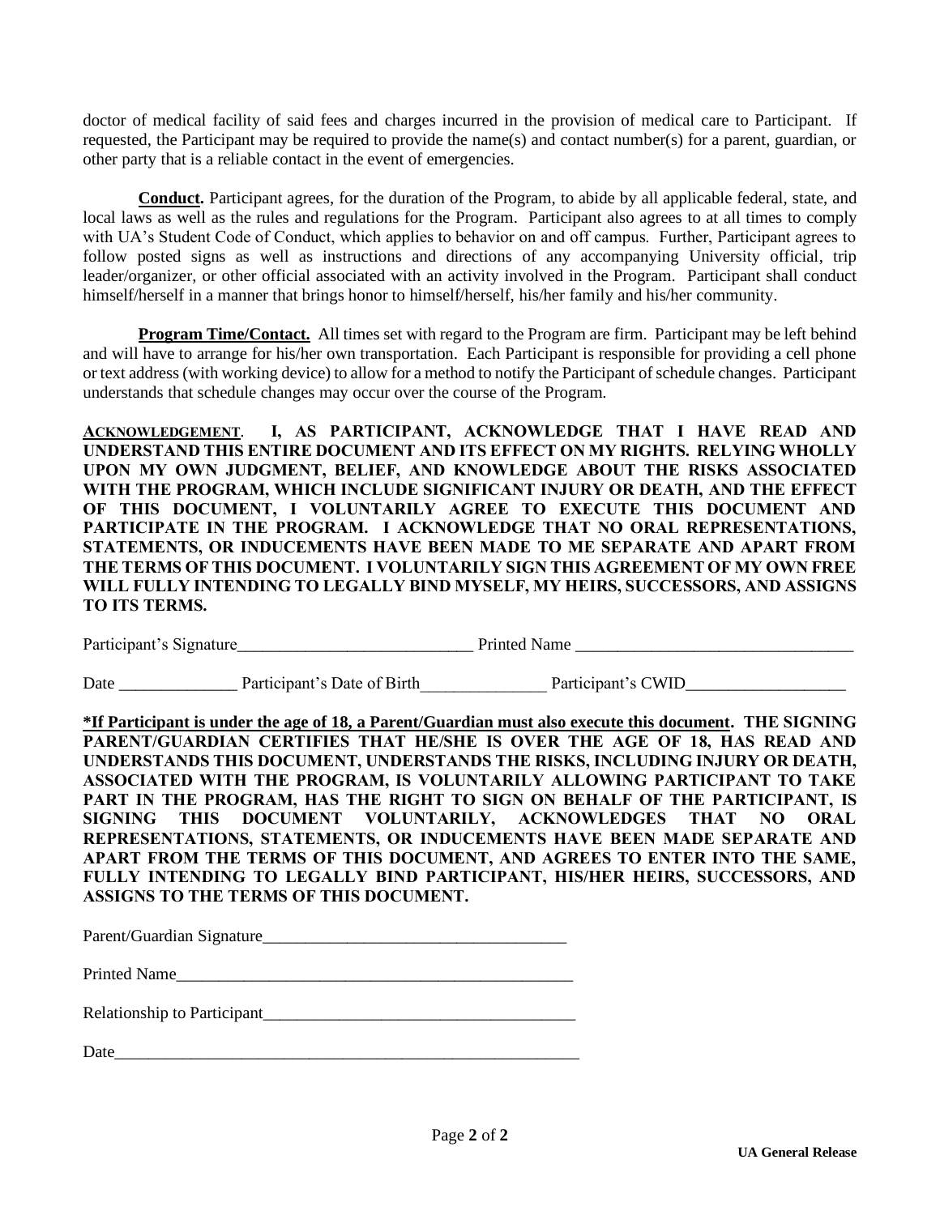doctor of medical facility of said fees and charges incurred in the provision of medical care to Participant. If requested, the Participant may be required to provide the name(s) and contact number(s) for a parent, guardian, or other party that is a reliable contact in the event of emergencies.

**Conduct.** Participant agrees, for the duration of the Program, to abide by all applicable federal, state, and local laws as well as the rules and regulations for the Program. Participant also agrees to at all times to comply with UA's Student Code of Conduct, which applies to behavior on and off campus. Further, Participant agrees to follow posted signs as well as instructions and directions of any accompanying University official, trip leader/organizer, or other official associated with an activity involved in the Program. Participant shall conduct himself/herself in a manner that brings honor to himself/herself, his/her family and his/her community.

**Program Time/Contact.** All times set with regard to the Program are firm. Participant may be left behind and will have to arrange for his/her own transportation. Each Participant is responsible for providing a cell phone or text address (with working device) to allow for a method to notify the Participant of schedule changes. Participant understands that schedule changes may occur over the course of the Program.

ACKNOWLEDGEMENT. **I, AS PARTICIPANT, ACKNOWLEDGE THAT I HAVE READ AND UNDERSTAND THIS ENTIRE DOCUMENT AND ITS EFFECT ON MY RIGHTS. RELYING WHOLLY UPON MY OWN JUDGMENT, BELIEF, AND KNOWLEDGE ABOUT THE RISKS ASSOCIATED WITH THE PROGRAM, WHICH INCLUDE SIGNIFICANT INJURY OR DEATH, AND THE EFFECT OF THIS DOCUMENT, I VOLUNTARILY AGREE TO EXECUTE THIS DOCUMENT AND PARTICIPATE IN THE PROGRAM. I ACKNOWLEDGE THAT NO ORAL REPRESENTATIONS, STATEMENTS, OR INDUCEMENTS HAVE BEEN MADE TO ME SEPARATE AND APART FROM THE TERMS OF THIS DOCUMENT. I VOLUNTARILY SIGN THIS AGREEMENT OF MY OWN FREE WILL FULLY INTENDING TO LEGALLY BIND MYSELF, MY HEIRS, SUCCESSORS, AND ASSIGNS TO ITS TERMS.**

Participant's Signature____________________________ Printed Name _________________________________

Date ______________ Participant's Date of Birth_______________ Participant's CWID___________________

**\*If Participant is under the age of 18, a Parent/Guardian must also execute this document. THE SIGNING PARENT/GUARDIAN CERTIFIES THAT HE/SHE IS OVER THE AGE OF 18, HAS READ AND UNDERSTANDS THIS DOCUMENT, UNDERSTANDS THE RISKS, INCLUDING INJURY OR DEATH, ASSOCIATED WITH THE PROGRAM, IS VOLUNTARILY ALLOWING PARTICIPANT TO TAKE PART IN THE PROGRAM, HAS THE RIGHT TO SIGN ON BEHALF OF THE PARTICIPANT, IS SIGNING THIS DOCUMENT VOLUNTARILY, ACKNOWLEDGES THAT NO ORAL REPRESENTATIONS, STATEMENTS, OR INDUCEMENTS HAVE BEEN MADE SEPARATE AND APART FROM THE TERMS OF THIS DOCUMENT, AND AGREES TO ENTER INTO THE SAME, FULLY INTENDING TO LEGALLY BIND PARTICIPANT, HIS/HER HEIRS, SUCCESSORS, AND ASSIGNS TO THE TERMS OF THIS DOCUMENT.**

Parent/Guardian Signature____________________________________

Printed Name_________________________________________________

Relationship to Participant______________________________________

Date__________________________________________________________

**UA General Release**